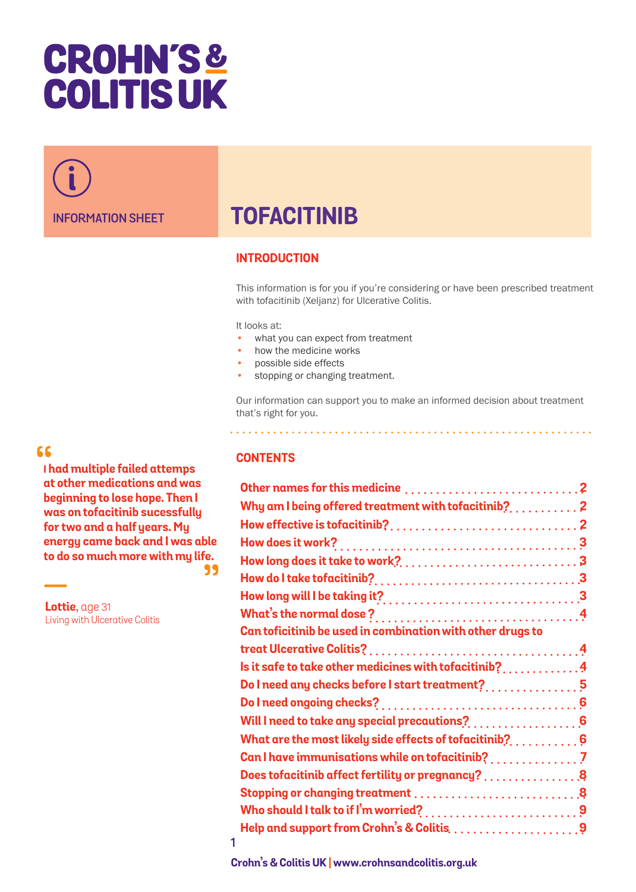CROHN'S & COLITIS UK

INFORMATION SHEET

# TOFACITINIB

## INTRODUCTION

This information is for you if you're considering or have been prescribed treatment with tofacitinib (Xeljanz) for Ulcerative Colitis.

It looks at:

- what you can expect from treatment
- how the medicine works
- possible side effects
- stopping or changing treatment.

Our information can support you to make an informed decision about treatment that's right for you.

> **I had multiple failed attemps at other medications and was beginning to lose hope. Then I was on tofacitinib sucessfully for two and a half years. My energy came back and I was able to do so much more with my life.**
>
> **Lottie**, age 31
> Living with Ulcerative Colitis

## CONTENTS

| | |
|---|---|
| Other names for this medicine | 2 |
| Why am I being offered treatment with tofacitinib? | 2 |
| How effective is tofacitinib? | 2 |
| How does it work? | 3 |
| How long does it take to work? | 3 |
| How do I take tofacitinib? | 3 |
| How long will I be taking it? | 3 |
| What's the normal dose ? | 4 |
| Can toficitinib be used in combination with other drugs to treat Ulcerative Colitis? | 4 |
| Is it safe to take other medicines with tofacitinib? | 4 |
| Do I need any checks before I start treatment? | 5 |
| Do I need ongoing checks? | 6 |
| Will I need to take any special precautions? | 6 |
| What are the most likely side effects of tofacitinib? | 6 |
| Can I have immunisations while on tofacitinib? | 7 |
| Does tofacitinib affect fertility or pregnancy? | 8 |
| Stopping or changing treatment | 8 |
| Who should I talk to if I'm worried? | 9 |
| Help and support from Crohn's & Colitis | 9 |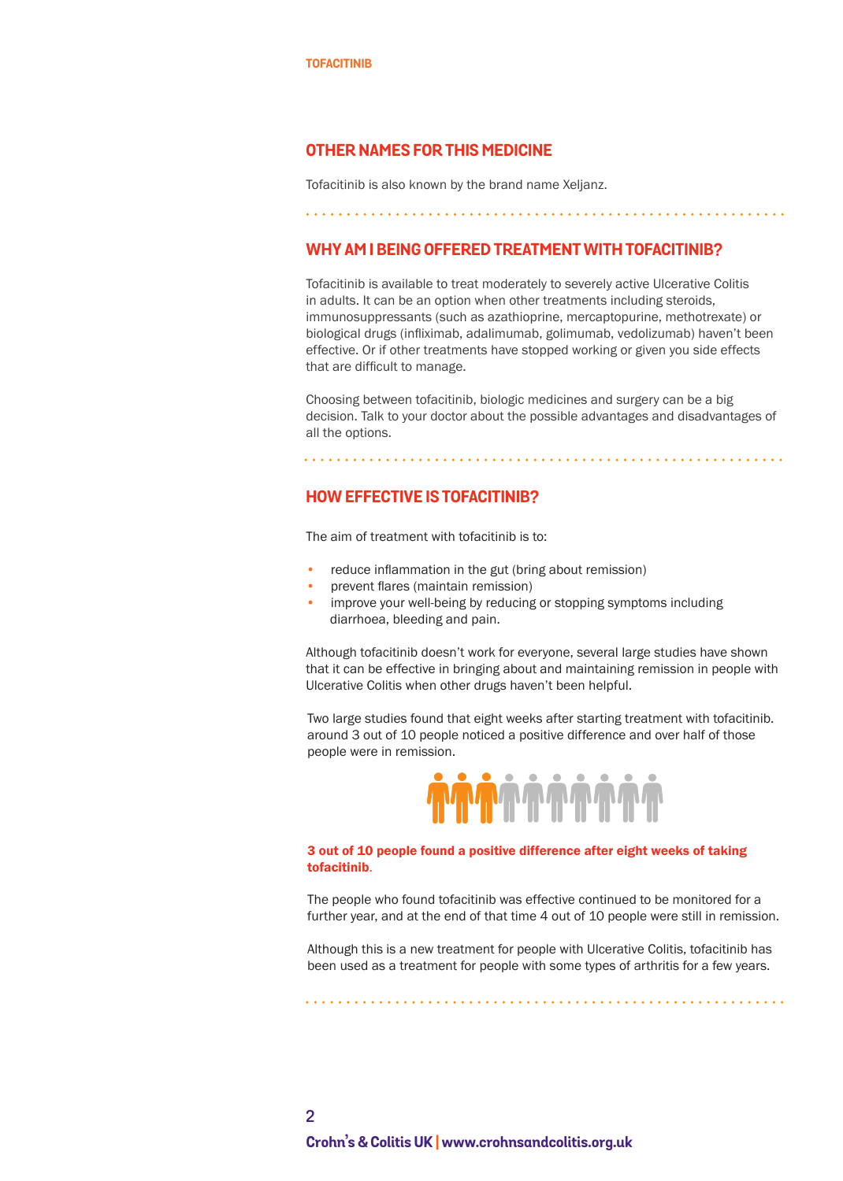## OTHER NAMES FOR THIS MEDICINE

Tofacitinib is also known by the brand name Xeljanz.

## WHY AM I BEING OFFERED TREATMENT WITH TOFACITINIB?

Tofacitinib is available to treat moderately to severely active Ulcerative Colitis in adults. It can be an option when other treatments including steroids, immunosuppressants (such as azathioprine, mercaptopurine, methotrexate) or biological drugs (infliximab, adalimumab, golimumab, vedolizumab) haven't been effective. Or if other treatments have stopped working or given you side effects that are difficult to manage.

Choosing between tofacitinib, biologic medicines and surgery can be a big decision. Talk to your doctor about the possible advantages and disadvantages of all the options.

## HOW EFFECTIVE IS TOFACITINIB?

The aim of treatment with tofacitinib is to:

- reduce inflammation in the gut (bring about remission)
- prevent flares (maintain remission)
- improve your well-being by reducing or stopping symptoms including diarrhoea, bleeding and pain.

Although tofacitinib doesn't work for everyone, several large studies have shown that it can be effective in bringing about and maintaining remission in people with Ulcerative Colitis when other drugs haven't been helpful.

Two large studies found that eight weeks after starting treatment with tofacitinib. around 3 out of 10 people noticed a positive difference and over half of those people were in remission.

**3 out of 10 people found a positive difference after eight weeks of taking tofacitinib.**

The people who found tofacitinib was effective continued to be monitored for a further year, and at the end of that time 4 out of 10 people were still in remission.

Although this is a new treatment for people with Ulcerative Colitis, tofacitinib has been used as a treatment for people with some types of arthritis for a few years.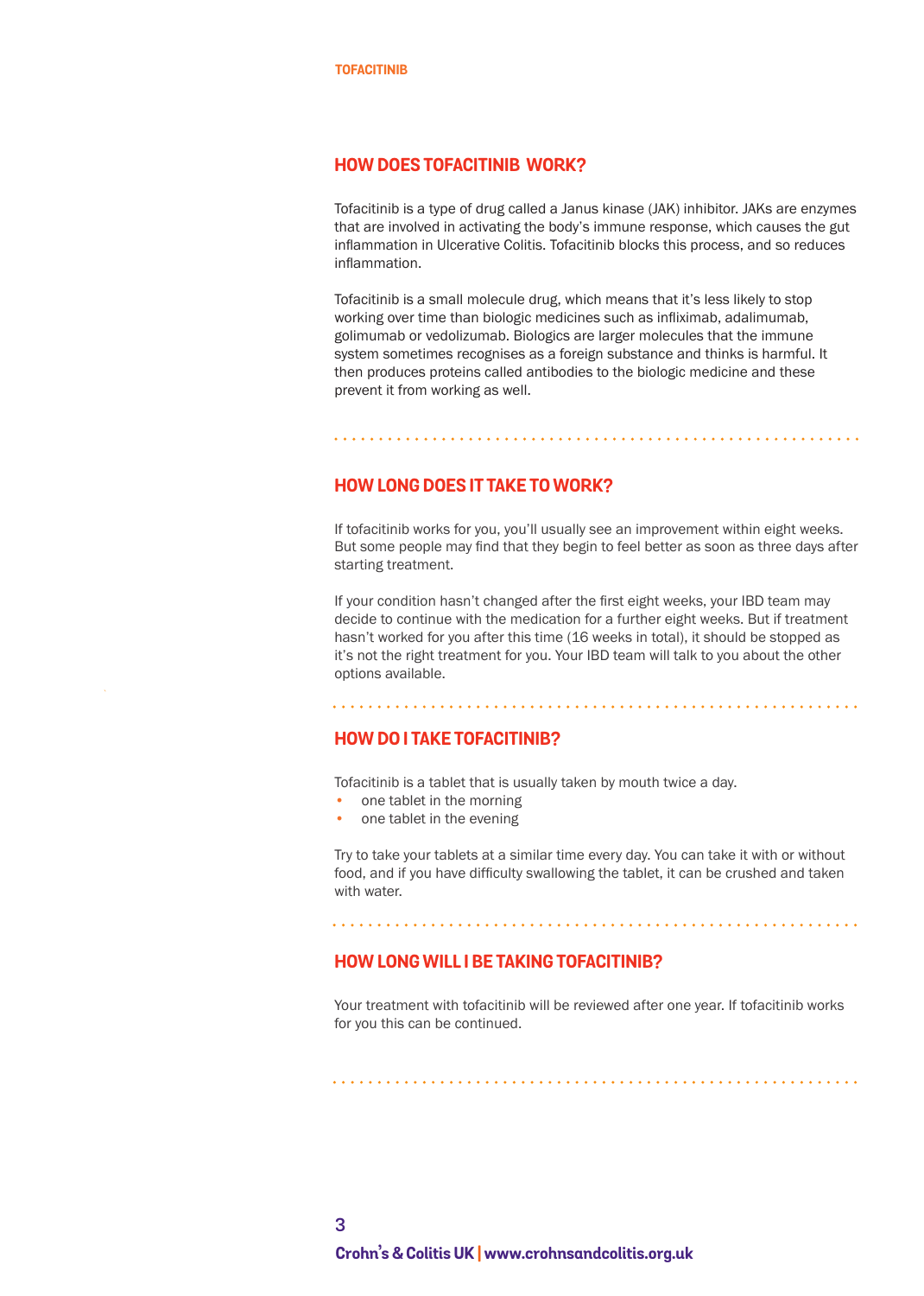## HOW DOES TOFACITINIB WORK?

Tofacitinib is a type of drug called a Janus kinase (JAK) inhibitor. JAKs are enzymes that are involved in activating the body's immune response, which causes the gut inflammation in Ulcerative Colitis. Tofacitinib blocks this process, and so reduces inflammation.

Tofacitinib is a small molecule drug, which means that it's less likely to stop working over time than biologic medicines such as infliximab, adalimumab, golimumab or vedolizumab. Biologics are larger molecules that the immune system sometimes recognises as a foreign substance and thinks is harmful. It then produces proteins called antibodies to the biologic medicine and these prevent it from working as well.

## HOW LONG DOES IT TAKE TO WORK?

If tofacitinib works for you, you'll usually see an improvement within eight weeks. But some people may find that they begin to feel better as soon as three days after starting treatment.

If your condition hasn't changed after the first eight weeks, your IBD team may decide to continue with the medication for a further eight weeks. But if treatment hasn't worked for you after this time (16 weeks in total), it should be stopped as it's not the right treatment for you. Your IBD team will talk to you about the other options available.

## HOW DO I TAKE TOFACITINIB?

Tofacitinib is a tablet that is usually taken by mouth twice a day.

- one tablet in the morning
- one tablet in the evening

Try to take your tablets at a similar time every day. You can take it with or without food, and if you have difficulty swallowing the tablet, it can be crushed and taken with water.

## HOW LONG WILL I BE TAKING TOFACITINIB?

Your treatment with tofacitinib will be reviewed after one year. If tofacitinib works for you this can be continued.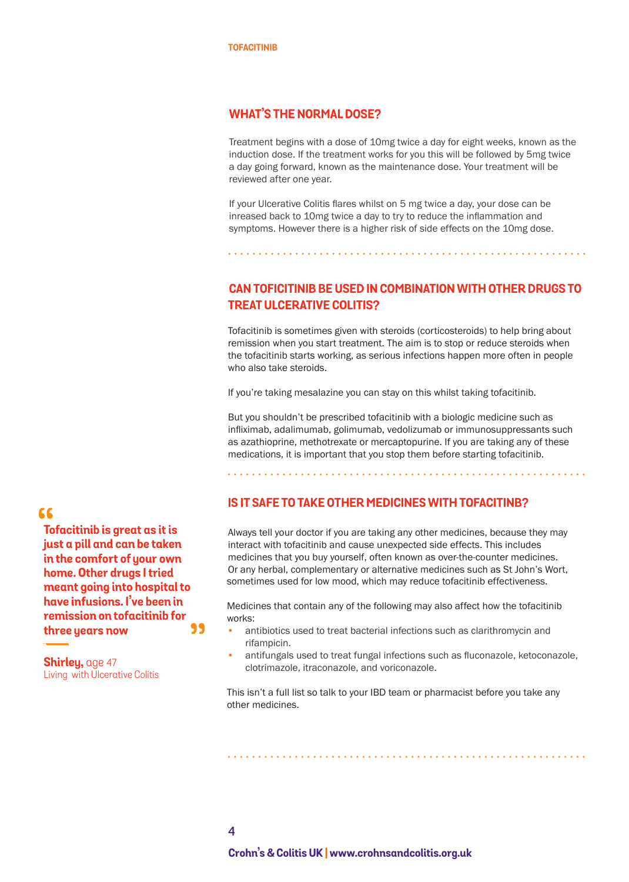## WHAT'S THE NORMAL DOSE?

Treatment begins with a dose of 10mg twice a day for eight weeks, known as the induction dose. If the treatment works for you this will be followed by 5mg twice a day going forward, known as the maintenance dose. Your treatment will be reviewed after one year.

If your Ulcerative Colitis flares whilst on 5 mg twice a day, your dose can be inreased back to 10mg twice a day to try to reduce the inflammation and symptoms. However there is a higher risk of side effects on the 10mg dose.

## CAN TOFICITINIB BE USED IN COMBINATION WITH OTHER DRUGS TO TREAT ULCERATIVE COLITIS?

Tofacitinib is sometimes given with steroids (corticosteroids) to help bring about remission when you start treatment. The aim is to stop or reduce steroids when the tofacitinib starts working, as serious infections happen more often in people who also take steroids.

If you're taking mesalazine you can stay on this whilst taking tofacitinib.

But you shouldn't be prescribed tofacitinib with a biologic medicine such as infliximab, adalimumab, golimumab, vedolizumab or immunosuppressants such as azathioprine, methotrexate or mercaptopurine. If you are taking any of these medications, it is important that you stop them before starting tofacitinib.

## IS IT SAFE TO TAKE OTHER MEDICINES WITH TOFACITINB?

Always tell your doctor if you are taking any other medicines, because they may interact with tofacitinib and cause unexpected side effects. This includes medicines that you buy yourself, often known as over-the-counter medicines. Or any herbal, complementary or alternative medicines such as St John's Wort, sometimes used for low mood, which may reduce tofacitinib effectiveness.

Medicines that contain any of the following may also affect how the tofacitinib works:

- antibiotics used to treat bacterial infections such as clarithromycin and rifampicin.
- antifungals used to treat fungal infections such as fluconazole, ketoconazole, clotrimazole, itraconazole, and voriconazole.

This isn't a full list so talk to your IBD team or pharmacist before you take any other medicines.

> **"Tofacitinib is great as it is just a pill and can be taken in the comfort of your own home. Other drugs I tried meant going into hospital to have infusions. I've been in remission on tofacitinib for three years now"**
>
> **Shirley,** age 47
> Living with Ulcerative Colitis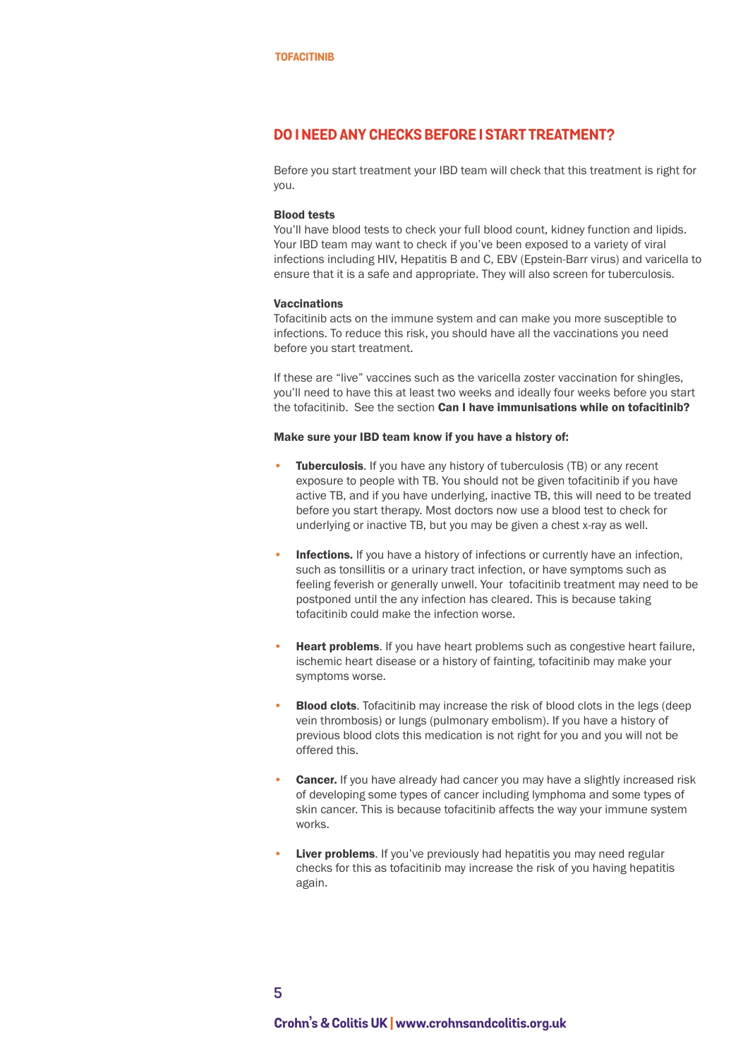## DO I NEED ANY CHECKS BEFORE I START TREATMENT?

Before you start treatment your IBD team will check that this treatment is right for you.

**Blood tests**

You'll have blood tests to check your full blood count, kidney function and lipids. Your IBD team may want to check if you've been exposed to a variety of viral infections including HIV, Hepatitis B and C, EBV (Epstein-Barr virus) and varicella to ensure that it is a safe and appropriate. They will also screen for tuberculosis.

**Vaccinations**

Tofacitinib acts on the immune system and can make you more susceptible to infections. To reduce this risk, you should have all the vaccinations you need before you start treatment.

If these are "live" vaccines such as the varicella zoster vaccination for shingles, you'll need to have this at least two weeks and ideally four weeks before you start the tofacitinib. See the section **Can I have immunisations while on tofacitinib?**

**Make sure your IBD team know if you have a history of:**

- **Tuberculosis**. If you have any history of tuberculosis (TB) or any recent exposure to people with TB. You should not be given tofacitinib if you have active TB, and if you have underlying, inactive TB, this will need to be treated before you start therapy. Most doctors now use a blood test to check for underlying or inactive TB, but you may be given a chest x-ray as well.
- **Infections.** If you have a history of infections or currently have an infection, such as tonsillitis or a urinary tract infection, or have symptoms such as feeling feverish or generally unwell. Your tofacitinib treatment may need to be postponed until the any infection has cleared. This is because taking tofacitinib could make the infection worse.
- **Heart problems**. If you have heart problems such as congestive heart failure, ischemic heart disease or a history of fainting, tofacitinib may make your symptoms worse.
- **Blood clots**. Tofacitinib may increase the risk of blood clots in the legs (deep vein thrombosis) or lungs (pulmonary embolism). If you have a history of previous blood clots this medication is not right for you and you will not be offered this.
- **Cancer.** If you have already had cancer you may have a slightly increased risk of developing some types of cancer including lymphoma and some types of skin cancer. This is because tofacitinib affects the way your immune system works.
- **Liver problems**. If you've previously had hepatitis you may need regular checks for this as tofacitinib may increase the risk of you having hepatitis again.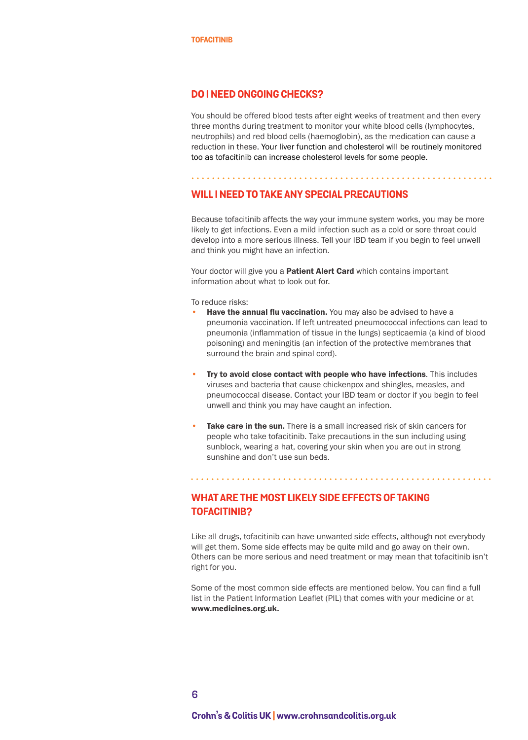## DO I NEED ONGOING CHECKS?

You should be offered blood tests after eight weeks of treatment and then every three months during treatment to monitor your white blood cells (lymphocytes, neutrophils) and red blood cells (haemoglobin), as the medication can cause a reduction in these. Your liver function and cholesterol will be routinely monitored too as tofacitinib can increase cholesterol levels for some people.

## WILL I NEED TO TAKE ANY SPECIAL PRECAUTIONS

Because tofacitinib affects the way your immune system works, you may be more likely to get infections. Even a mild infection such as a cold or sore throat could develop into a more serious illness. Tell your IBD team if you begin to feel unwell and think you might have an infection.

Your doctor will give you a **Patient Alert Card** which contains important information about what to look out for.

To reduce risks:

- **Have the annual flu vaccination.** You may also be advised to have a pneumonia vaccination. If left untreated pneumococcal infections can lead to pneumonia (inflammation of tissue in the lungs) septicaemia (a kind of blood poisoning) and meningitis (an infection of the protective membranes that surround the brain and spinal cord).
- **Try to avoid close contact with people who have infections**. This includes viruses and bacteria that cause chickenpox and shingles, measles, and pneumococcal disease. Contact your IBD team or doctor if you begin to feel unwell and think you may have caught an infection.
- **Take care in the sun.** There is a small increased risk of skin cancers for people who take tofacitinib. Take precautions in the sun including using sunblock, wearing a hat, covering your skin when you are out in strong sunshine and don't use sun beds.

## WHAT ARE THE MOST LIKELY SIDE EFFECTS OF TAKING TOFACITINIB?

Like all drugs, tofacitinib can have unwanted side effects, although not everybody will get them. Some side effects may be quite mild and go away on their own. Others can be more serious and need treatment or may mean that tofacitinib isn't right for you.

Some of the most common side effects are mentioned below. You can find a full list in the Patient Information Leaflet (PIL) that comes with your medicine or at **www.medicines.org.uk.**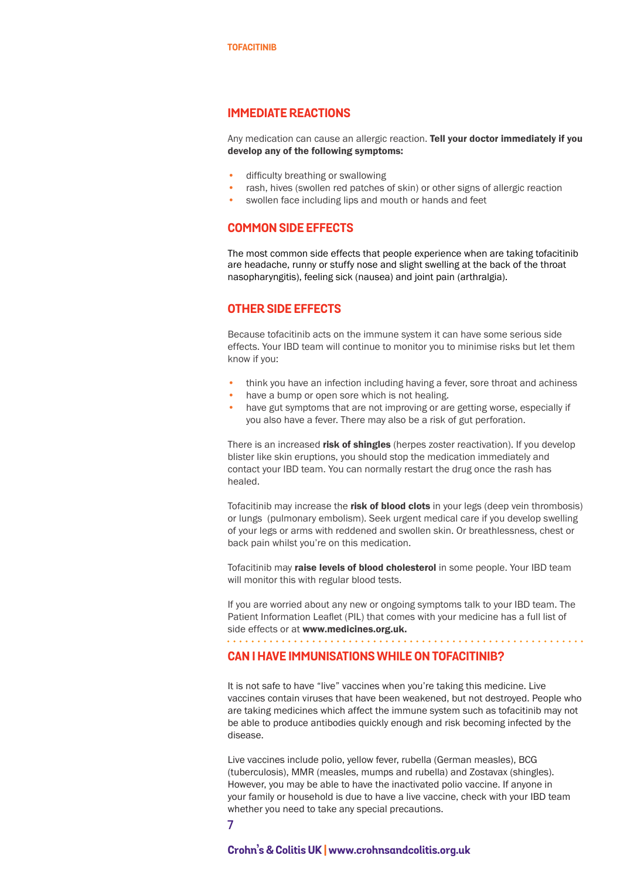## IMMEDIATE REACTIONS

Any medication can cause an allergic reaction. **Tell your doctor immediately if you develop any of the following symptoms:**

- difficulty breathing or swallowing
- rash, hives (swollen red patches of skin) or other signs of allergic reaction
- swollen face including lips and mouth or hands and feet

## COMMON SIDE EFFECTS

The most common side effects that people experience when are taking tofacitinib are headache, runny or stuffy nose and slight swelling at the back of the throat nasopharyngitis), feeling sick (nausea) and joint pain (arthralgia).

## OTHER SIDE EFFECTS

Because tofacitinib acts on the immune system it can have some serious side effects. Your IBD team will continue to monitor you to minimise risks but let them know if you:

- think you have an infection including having a fever, sore throat and achiness
- have a bump or open sore which is not healing.
- have gut symptoms that are not improving or are getting worse, especially if you also have a fever. There may also be a risk of gut perforation.

There is an increased **risk of shingles** (herpes zoster reactivation). If you develop blister like skin eruptions, you should stop the medication immediately and contact your IBD team. You can normally restart the drug once the rash has healed.

Tofacitinib may increase the **risk of blood clots** in your legs (deep vein thrombosis) or lungs (pulmonary embolism). Seek urgent medical care if you develop swelling of your legs or arms with reddened and swollen skin. Or breathlessness, chest or back pain whilst you're on this medication.

Tofacitinib may **raise levels of blood cholesterol** in some people. Your IBD team will monitor this with regular blood tests.

If you are worried about any new or ongoing symptoms talk to your IBD team. The Patient Information Leaflet (PIL) that comes with your medicine has a full list of side effects or at **www.medicines.org.uk.**

## CAN I HAVE IMMUNISATIONS WHILE ON TOFACITINIB?

It is not safe to have "live" vaccines when you're taking this medicine. Live vaccines contain viruses that have been weakened, but not destroyed. People who are taking medicines which affect the immune system such as tofacitinib may not be able to produce antibodies quickly enough and risk becoming infected by the disease.

Live vaccines include polio, yellow fever, rubella (German measles), BCG (tuberculosis), MMR (measles, mumps and rubella) and Zostavax (shingles). However, you may be able to have the inactivated polio vaccine. If anyone in your family or household is due to have a live vaccine, check with your IBD team whether you need to take any special precautions.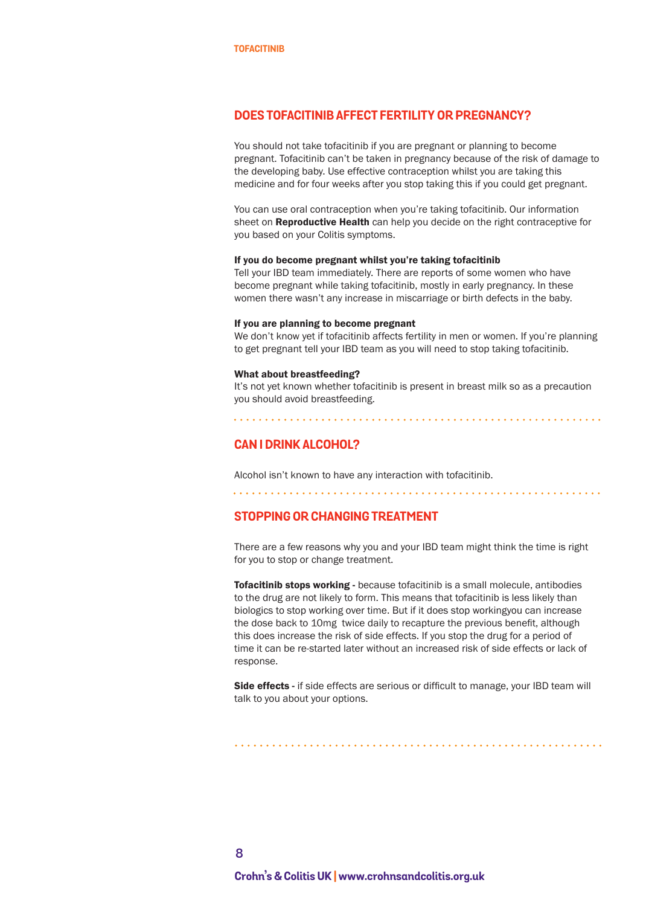## DOES TOFACITINIB AFFECT FERTILITY OR PREGNANCY?

You should not take tofacitinib if you are pregnant or planning to become pregnant. Tofacitinib can't be taken in pregnancy because of the risk of damage to the developing baby. Use effective contraception whilst you are taking this medicine and for four weeks after you stop taking this if you could get pregnant.

You can use oral contraception when you're taking tofacitinib. Our information sheet on **Reproductive Health** can help you decide on the right contraceptive for you based on your Colitis symptoms.

**If you do become pregnant whilst you're taking tofacitinib**
Tell your IBD team immediately. There are reports of some women who have become pregnant while taking tofacitinib, mostly in early pregnancy. In these women there wasn't any increase in miscarriage or birth defects in the baby.

**If you are planning to become pregnant**
We don't know yet if tofacitinib affects fertility in men or women. If you're planning to get pregnant tell your IBD team as you will need to stop taking tofacitinib.

**What about breastfeeding?**
It's not yet known whether tofacitinib is present in breast milk so as a precaution you should avoid breastfeeding.

## CAN I DRINK ALCOHOL?

Alcohol isn't known to have any interaction with tofacitinib.

## STOPPING OR CHANGING TREATMENT

There are a few reasons why you and your IBD team might think the time is right for you to stop or change treatment.

**Tofacitinib stops working -** because tofacitinib is a small molecule, antibodies to the drug are not likely to form. This means that tofacitinib is less likely than biologics to stop working over time. But if it does stop workingyou can increase the dose back to 10mg twice daily to recapture the previous benefit, although this does increase the risk of side effects. If you stop the drug for a period of time it can be re-started later without an increased risk of side effects or lack of response.

**Side effects -** if side effects are serious or difficult to manage, your IBD team will talk to you about your options.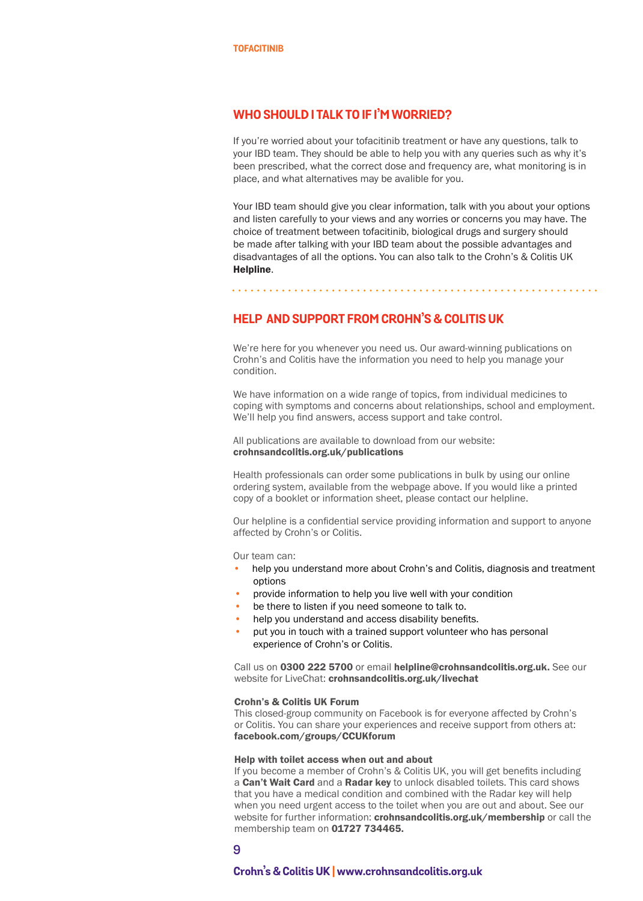## WHO SHOULD I TALK TO IF I'M WORRIED?

If you're worried about your tofacitinib treatment or have any questions, talk to your IBD team. They should be able to help you with any queries such as why it's been prescribed, what the correct dose and frequency are, what monitoring is in place, and what alternatives may be avalible for you.

Your IBD team should give you clear information, talk with you about your options and listen carefully to your views and any worries or concerns you may have. The choice of treatment between tofacitinib, biological drugs and surgery should be made after talking with your IBD team about the possible advantages and disadvantages of all the options. You can also talk to the Crohn's & Colitis UK **Helpline**.

## HELP AND SUPPORT FROM CROHN'S & COLITIS UK

We're here for you whenever you need us. Our award-winning publications on Crohn's and Colitis have the information you need to help you manage your condition.

We have information on a wide range of topics, from individual medicines to coping with symptoms and concerns about relationships, school and employment. We'll help you find answers, access support and take control.

All publications are available to download from our website: **crohnsandcolitis.org.uk/publications**

Health professionals can order some publications in bulk by using our online ordering system, available from the webpage above. If you would like a printed copy of a booklet or information sheet, please contact our helpline.

Our helpline is a confidential service providing information and support to anyone affected by Crohn's or Colitis.

Our team can:

- help you understand more about Crohn's and Colitis, diagnosis and treatment options
- provide information to help you live well with your condition
- be there to listen if you need someone to talk to.
- help you understand and access disability benefits.
- put you in touch with a trained support volunteer who has personal experience of Crohn's or Colitis.

Call us on **0300 222 5700** or email **helpline@crohnsandcolitis.org.uk.** See our website for LiveChat: **crohnsandcolitis.org.uk/livechat**

**Crohn's & Colitis UK Forum**
This closed-group community on Facebook is for everyone affected by Crohn's or Colitis. You can share your experiences and receive support from others at: **facebook.com/groups/CCUKforum**

**Help with toilet access when out and about**
If you become a member of Crohn's & Colitis UK, you will get benefits including a **Can't Wait Card** and a **Radar key** to unlock disabled toilets. This card shows that you have a medical condition and combined with the Radar key will help when you need urgent access to the toilet when you are out and about. See our website for further information: **crohnsandcolitis.org.uk/membership** or call the membership team on **01727 734465.**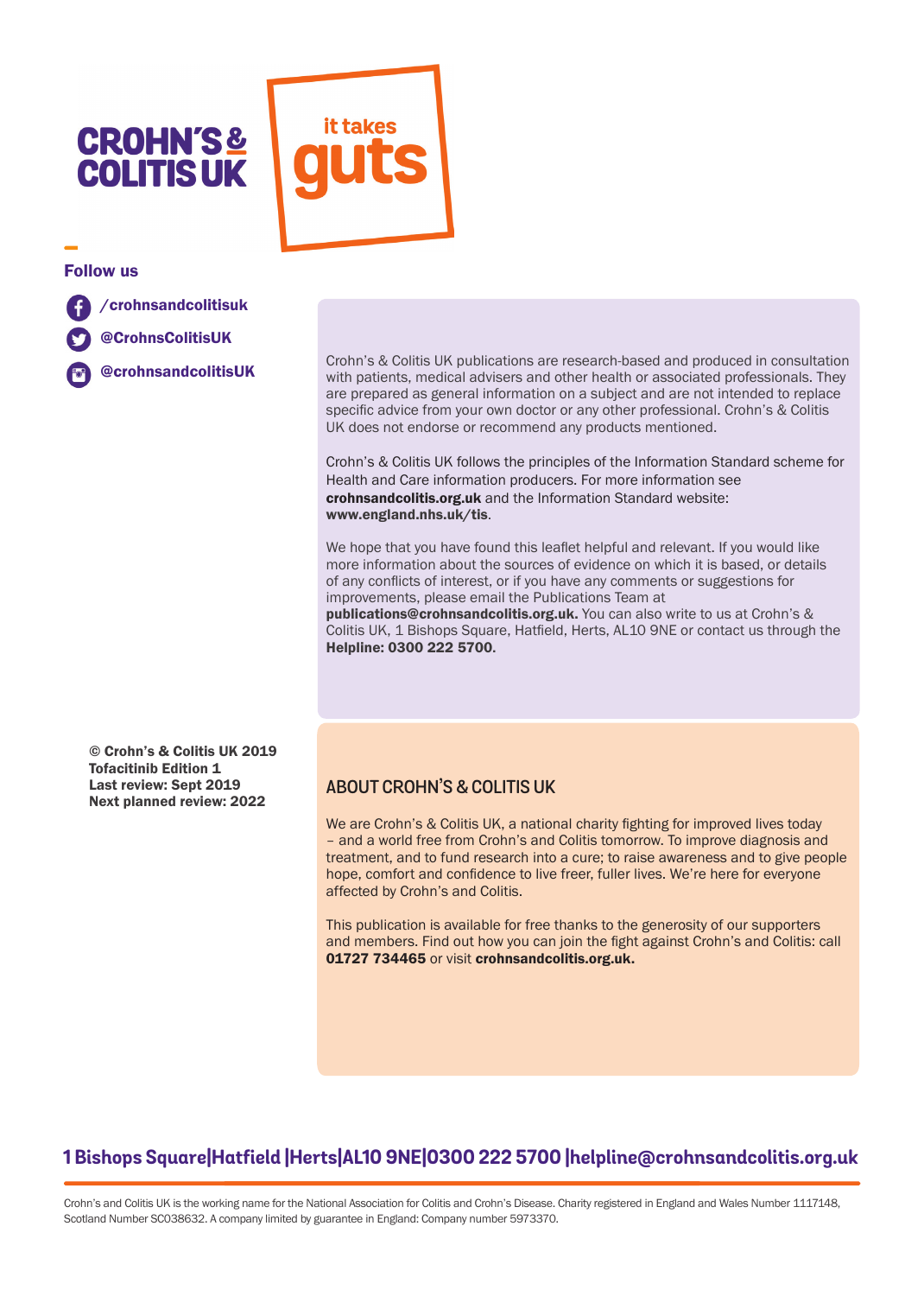CROHN'S & COLITIS UK

it takes guts

**Follow us**

/crohnsandcolitisuk

@CrohnsColitisUK

@crohnsandcolitisUK

Crohn's & Colitis UK publications are research-based and produced in consultation with patients, medical advisers and other health or associated professionals. They are prepared as general information on a subject and are not intended to replace specific advice from your own doctor or any other professional. Crohn's & Colitis UK does not endorse or recommend any products mentioned.

Crohn's & Colitis UK follows the principles of the Information Standard scheme for Health and Care information producers. For more information see **crohnsandcolitis.org.uk** and the Information Standard website: **www.england.nhs.uk/tis**.

We hope that you have found this leaflet helpful and relevant. If you would like more information about the sources of evidence on which it is based, or details of any conflicts of interest, or if you have any comments or suggestions for improvements, please email the Publications Team at **publications@crohnsandcolitis.org.uk.** You can also write to us at Crohn's & Colitis UK, 1 Bishops Square, Hatfield, Herts, AL10 9NE or contact us through the **Helpline: 0300 222 5700**.

**© Crohn's & Colitis UK 2019**
**Tofacitinib Edition 1**
**Last review: Sept 2019**
**Next planned review: 2022**

## ABOUT CROHN'S & COLITIS UK

We are Crohn's & Colitis UK, a national charity fighting for improved lives today – and a world free from Crohn's and Colitis tomorrow. To improve diagnosis and treatment, and to fund research into a cure; to raise awareness and to give people hope, comfort and confidence to live freer, fuller lives. We're here for everyone affected by Crohn's and Colitis.

This publication is available for free thanks to the generosity of our supporters and members. Find out how you can join the fight against Crohn's and Colitis: call **01727 734465** or visit **crohnsandcolitis.org.uk.**

**1 Bishops Square|Hatfield |Herts|AL10 9NE|0300 222 5700 |helpline@crohnsandcolitis.org.uk**

Crohn's and Colitis UK is the working name for the National Association for Colitis and Crohn's Disease. Charity registered in England and Wales Number 1117148, Scotland Number SC038632. A company limited by guarantee in England: Company number 5973370.